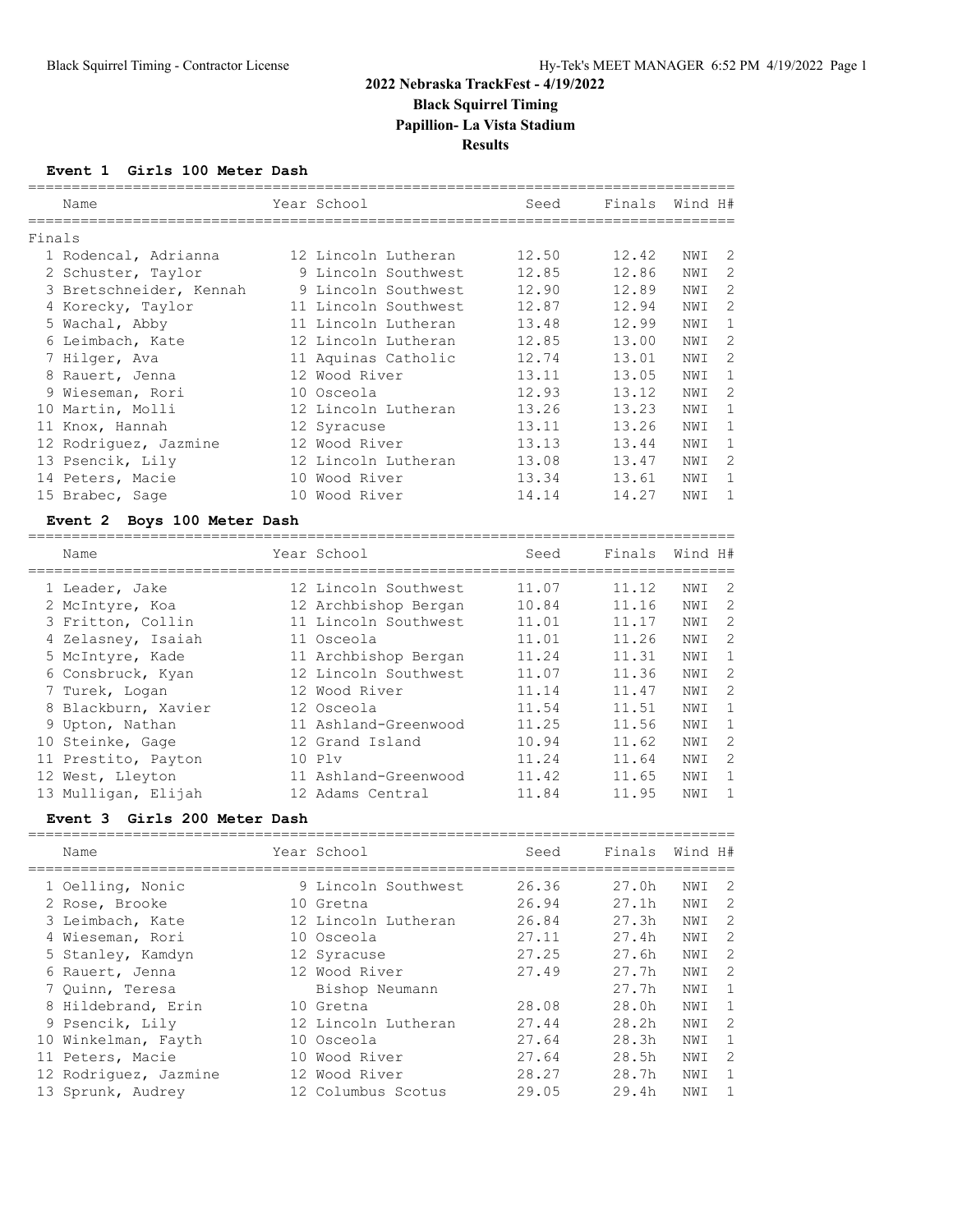# 2022 Nebraska TrackFest - 4/19/2022

**Black Squirrel Timing**

**Papillion- La Vista Stadium**

**Results**

### Event 1 Girls 100 Meter Dash

Finals

| Place | Name | Year | School | Seed | Finals | Wind | H# |
|---|---|---|---|---|---|---|---|
| 1 | Rodencal, Adrianna | 12 | Lincoln Lutheran | 12.50 | 12.42 | NWI | 2 |
| 2 | Schuster, Taylor | 9 | Lincoln Southwest | 12.85 | 12.86 | NWI | 2 |
| 3 | Bretschneider, Kennah | 9 | Lincoln Southwest | 12.90 | 12.89 | NWI | 2 |
| 4 | Korecky, Taylor | 11 | Lincoln Southwest | 12.87 | 12.94 | NWI | 2 |
| 5 | Wachal, Abby | 11 | Lincoln Lutheran | 13.48 | 12.99 | NWI | 1 |
| 6 | Leimbach, Kate | 12 | Lincoln Lutheran | 12.85 | 13.00 | NWI | 2 |
| 7 | Hilger, Ava | 11 | Aquinas Catholic | 12.74 | 13.01 | NWI | 2 |
| 8 | Rauert, Jenna | 12 | Wood River | 13.11 | 13.05 | NWI | 1 |
| 9 | Wieseman, Rori | 10 | Osceola | 12.93 | 13.12 | NWI | 2 |
| 10 | Martin, Molli | 12 | Lincoln Lutheran | 13.26 | 13.23 | NWI | 1 |
| 11 | Knox, Hannah | 12 | Syracuse | 13.11 | 13.26 | NWI | 1 |
| 12 | Rodriguez, Jazmine | 12 | Wood River | 13.13 | 13.44 | NWI | 1 |
| 13 | Psencik, Lily | 12 | Lincoln Lutheran | 13.08 | 13.47 | NWI | 2 |
| 14 | Peters, Macie | 10 | Wood River | 13.34 | 13.61 | NWI | 1 |
| 15 | Brabec, Sage | 10 | Wood River | 14.14 | 14.27 | NWI | 1 |

### Event 2 Boys 100 Meter Dash

| Place | Name | Year | School | Seed | Finals | Wind | H# |
|---|---|---|---|---|---|---|---|
| 1 | Leader, Jake | 12 | Lincoln Southwest | 11.07 | 11.12 | NWI | 2 |
| 2 | McIntyre, Koa | 12 | Archbishop Bergan | 10.84 | 11.16 | NWI | 2 |
| 3 | Fritton, Collin | 11 | Lincoln Southwest | 11.01 | 11.17 | NWI | 2 |
| 4 | Zelasney, Isaiah | 11 | Osceola | 11.01 | 11.26 | NWI | 2 |
| 5 | McIntyre, Kade | 11 | Archbishop Bergan | 11.24 | 11.31 | NWI | 1 |
| 6 | Consbruck, Kyan | 12 | Lincoln Southwest | 11.07 | 11.36 | NWI | 2 |
| 7 | Turek, Logan | 12 | Wood River | 11.14 | 11.47 | NWI | 2 |
| 8 | Blackburn, Xavier | 12 | Osceola | 11.54 | 11.51 | NWI | 1 |
| 9 | Upton, Nathan | 11 | Ashland-Greenwood | 11.25 | 11.56 | NWI | 1 |
| 10 | Steinke, Gage | 12 | Grand Island | 10.94 | 11.62 | NWI | 2 |
| 11 | Prestito, Payton | 10 | Plv | 11.24 | 11.64 | NWI | 2 |
| 12 | West, Lleyton | 11 | Ashland-Greenwood | 11.42 | 11.65 | NWI | 1 |
| 13 | Mulligan, Elijah | 12 | Adams Central | 11.84 | 11.95 | NWI | 1 |

### Event 3 Girls 200 Meter Dash

| Place | Name | Year | School | Seed | Finals | Wind | H# |
|---|---|---|---|---|---|---|---|
| 1 | Oelling, Nonic | 9 | Lincoln Southwest | 26.36 | 27.0h | NWI | 2 |
| 2 | Rose, Brooke | 10 | Gretna | 26.94 | 27.1h | NWI | 2 |
| 3 | Leimbach, Kate | 12 | Lincoln Lutheran | 26.84 | 27.3h | NWI | 2 |
| 4 | Wieseman, Rori | 10 | Osceola | 27.11 | 27.4h | NWI | 2 |
| 5 | Stanley, Kamdyn | 12 | Syracuse | 27.25 | 27.6h | NWI | 2 |
| 6 | Rauert, Jenna | 12 | Wood River | 27.49 | 27.7h | NWI | 2 |
| 7 | Quinn, Teresa | | Bishop Neumann | | 27.7h | NWI | 1 |
| 8 | Hildebrand, Erin | 10 | Gretna | 28.08 | 28.0h | NWI | 1 |
| 9 | Psencik, Lily | 12 | Lincoln Lutheran | 27.44 | 28.2h | NWI | 2 |
| 10 | Winkelman, Fayth | 10 | Osceola | 27.64 | 28.3h | NWI | 1 |
| 11 | Peters, Macie | 10 | Wood River | 27.64 | 28.5h | NWI | 2 |
| 12 | Rodriguez, Jazmine | 12 | Wood River | 28.27 | 28.7h | NWI | 1 |
| 13 | Sprunk, Audrey | 12 | Columbus Scotus | 29.05 | 29.4h | NWI | 1 |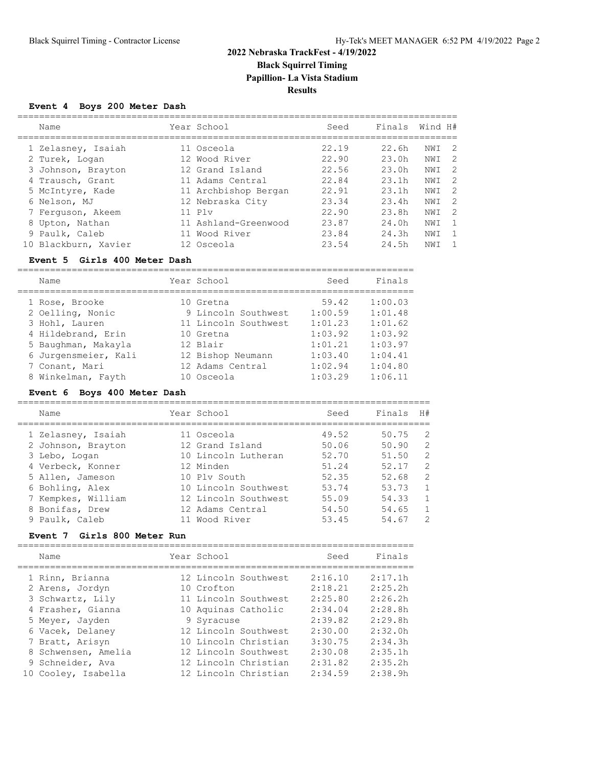# 2022 Nebraska TrackFest - 4/19/2022

**Black Squirrel Timing**

**Papillion- La Vista Stadium**

**Results**

### Event 4 Boys 200 Meter Dash

| | Name | Year | School | Seed | Finals | Wind | H# |
|---|---|---|---|---|---|---|---|
| 1 | Zelasney, Isaiah | 11 | Osceola | 22.19 | 22.6h | NWI | 2 |
| 2 | Turek, Logan | 12 | Wood River | 22.90 | 23.0h | NWI | 2 |
| 3 | Johnson, Brayton | 12 | Grand Island | 22.56 | 23.0h | NWI | 2 |
| 4 | Trausch, Grant | 11 | Adams Central | 22.84 | 23.1h | NWI | 2 |
| 5 | McIntyre, Kade | 11 | Archbishop Bergan | 22.91 | 23.1h | NWI | 2 |
| 6 | Nelson, MJ | 12 | Nebraska City | 23.34 | 23.4h | NWI | 2 |
| 7 | Ferguson, Akeem | 11 | Plv | 22.90 | 23.8h | NWI | 2 |
| 8 | Upton, Nathan | 11 | Ashland-Greenwood | 23.87 | 24.0h | NWI | 1 |
| 9 | Paulk, Caleb | 11 | Wood River | 23.84 | 24.3h | NWI | 1 |
| 10 | Blackburn, Xavier | 12 | Osceola | 23.54 | 24.5h | NWI | 1 |

### Event 5 Girls 400 Meter Dash

| | Name | Year | School | Seed | Finals |
|---|---|---|---|---|---|
| 1 | Rose, Brooke | 10 | Gretna | 59.42 | 1:00.03 |
| 2 | Oelling, Nonic | 9 | Lincoln Southwest | 1:00.59 | 1:01.48 |
| 3 | Hohl, Lauren | 11 | Lincoln Southwest | 1:01.23 | 1:01.62 |
| 4 | Hildebrand, Erin | 10 | Gretna | 1:03.92 | 1:03.92 |
| 5 | Baughman, Makayla | 12 | Blair | 1:01.21 | 1:03.97 |
| 6 | Jurgensmeier, Kali | 12 | Bishop Neumann | 1:03.40 | 1:04.41 |
| 7 | Conant, Mari | 12 | Adams Central | 1:02.94 | 1:04.80 |
| 8 | Winkelman, Fayth | 10 | Osceola | 1:03.29 | 1:06.11 |

### Event 6 Boys 400 Meter Dash

| | Name | Year | School | Seed | Finals | H# |
|---|---|---|---|---|---|---|
| 1 | Zelasney, Isaiah | 11 | Osceola | 49.52 | 50.75 | 2 |
| 2 | Johnson, Brayton | 12 | Grand Island | 50.06 | 50.90 | 2 |
| 3 | Lebo, Logan | 10 | Lincoln Lutheran | 52.70 | 51.50 | 2 |
| 4 | Verbeck, Konner | 12 | Minden | 51.24 | 52.17 | 2 |
| 5 | Allen, Jameson | 10 | Plv South | 52.35 | 52.68 | 2 |
| 6 | Bohling, Alex | 10 | Lincoln Southwest | 53.74 | 53.73 | 1 |
| 7 | Kempkes, William | 12 | Lincoln Southwest | 55.09 | 54.33 | 1 |
| 8 | Bonifas, Drew | 12 | Adams Central | 54.50 | 54.65 | 1 |
| 9 | Paulk, Caleb | 11 | Wood River | 53.45 | 54.67 | 2 |

### Event 7 Girls 800 Meter Run

| | Name | Year | School | Seed | Finals |
|---|---|---|---|---|---|
| 1 | Rinn, Brianna | 12 | Lincoln Southwest | 2:16.10 | 2:17.1h |
| 2 | Arens, Jordyn | 10 | Crofton | 2:18.21 | 2:25.2h |
| 3 | Schwartz, Lily | 11 | Lincoln Southwest | 2:25.80 | 2:26.2h |
| 4 | Frasher, Gianna | 10 | Aquinas Catholic | 2:34.04 | 2:28.8h |
| 5 | Meyer, Jayden | 9 | Syracuse | 2:39.82 | 2:29.8h |
| 6 | Vacek, Delaney | 12 | Lincoln Southwest | 2:30.00 | 2:32.0h |
| 7 | Bratt, Arisyn | 10 | Lincoln Christian | 3:30.75 | 2:34.3h |
| 8 | Schwensen, Amelia | 12 | Lincoln Southwest | 2:30.08 | 2:35.1h |
| 9 | Schneider, Ava | 12 | Lincoln Christian | 2:31.82 | 2:35.2h |
| 10 | Cooley, Isabella | 12 | Lincoln Christian | 2:34.59 | 2:38.9h |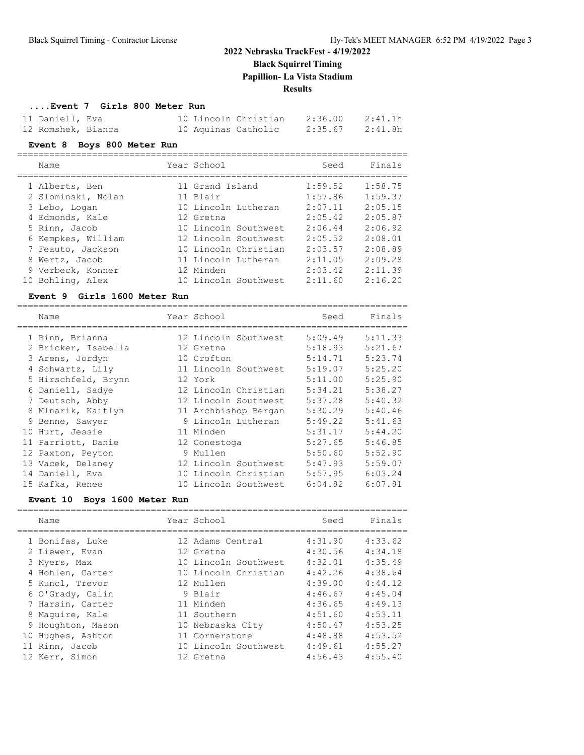## 2022 Nebraska TrackFest - 4/19/2022

**Black Squirrel Timing**

**Papillion- La Vista Stadium**

**Results**

### ....Event 7 Girls 800 Meter Run

| | Name | Year | School | Seed | Finals |
|---|---|---|---|---|---|
| 11 | Daniell, Eva | 10 | Lincoln Christian | 2:36.00 | 2:41.1h |
| 12 | Romshek, Bianca | 10 | Aquinas Catholic | 2:35.67 | 2:41.8h |

### Event 8 Boys 800 Meter Run

| | Name | Year | School | Seed | Finals |
|---|---|---|---|---|---|
| 1 | Alberts, Ben | 11 | Grand Island | 1:59.52 | 1:58.75 |
| 2 | Slominski, Nolan | 11 | Blair | 1:57.86 | 1:59.37 |
| 3 | Lebo, Logan | 10 | Lincoln Lutheran | 2:07.11 | 2:05.15 |
| 4 | Edmonds, Kale | 12 | Gretna | 2:05.42 | 2:05.87 |
| 5 | Rinn, Jacob | 10 | Lincoln Southwest | 2:06.44 | 2:06.92 |
| 6 | Kempkes, William | 12 | Lincoln Southwest | 2:05.52 | 2:08.01 |
| 7 | Feauto, Jackson | 10 | Lincoln Christian | 2:03.57 | 2:08.89 |
| 8 | Wertz, Jacob | 11 | Lincoln Lutheran | 2:11.05 | 2:09.28 |
| 9 | Verbeck, Konner | 12 | Minden | 2:03.42 | 2:11.39 |
| 10 | Bohling, Alex | 10 | Lincoln Southwest | 2:11.60 | 2:16.20 |

### Event 9 Girls 1600 Meter Run

| | Name | Year | School | Seed | Finals |
|---|---|---|---|---|---|
| 1 | Rinn, Brianna | 12 | Lincoln Southwest | 5:09.49 | 5:11.33 |
| 2 | Bricker, Isabella | 12 | Gretna | 5:18.93 | 5:21.67 |
| 3 | Arens, Jordyn | 10 | Crofton | 5:14.71 | 5:23.74 |
| 4 | Schwartz, Lily | 11 | Lincoln Southwest | 5:19.07 | 5:25.20 |
| 5 | Hirschfeld, Brynn | 12 | York | 5:11.00 | 5:25.90 |
| 6 | Daniell, Sadye | 12 | Lincoln Christian | 5:34.21 | 5:38.27 |
| 7 | Deutsch, Abby | 12 | Lincoln Southwest | 5:37.28 | 5:40.32 |
| 8 | Mlnarik, Kaitlyn | 11 | Archbishop Bergan | 5:30.29 | 5:40.46 |
| 9 | Benne, Sawyer | 9 | Lincoln Lutheran | 5:49.22 | 5:41.63 |
| 10 | Hurt, Jessie | 11 | Minden | 5:31.17 | 5:44.20 |
| 11 | Parriott, Danie | 12 | Conestoga | 5:27.65 | 5:46.85 |
| 12 | Paxton, Peyton | 9 | Mullen | 5:50.60 | 5:52.90 |
| 13 | Vacek, Delaney | 12 | Lincoln Southwest | 5:47.93 | 5:59.07 |
| 14 | Daniell, Eva | 10 | Lincoln Christian | 5:57.95 | 6:03.24 |
| 15 | Kafka, Renee | 10 | Lincoln Southwest | 6:04.82 | 6:07.81 |

### Event 10 Boys 1600 Meter Run

| | Name | Year | School | Seed | Finals |
|---|---|---|---|---|---|
| 1 | Bonifas, Luke | 12 | Adams Central | 4:31.90 | 4:33.62 |
| 2 | Liewer, Evan | 12 | Gretna | 4:30.56 | 4:34.18 |
| 3 | Myers, Max | 10 | Lincoln Southwest | 4:32.01 | 4:35.49 |
| 4 | Hohlen, Carter | 10 | Lincoln Christian | 4:42.26 | 4:38.64 |
| 5 | Kuncl, Trevor | 12 | Mullen | 4:39.00 | 4:44.12 |
| 6 | O'Grady, Calin | 9 | Blair | 4:46.67 | 4:45.04 |
| 7 | Harsin, Carter | 11 | Minden | 4:36.65 | 4:49.13 |
| 8 | Maguire, Kale | 11 | Southern | 4:51.60 | 4:53.11 |
| 9 | Houghton, Mason | 10 | Nebraska City | 4:50.47 | 4:53.25 |
| 10 | Hughes, Ashton | 11 | Cornerstone | 4:48.88 | 4:53.52 |
| 11 | Rinn, Jacob | 10 | Lincoln Southwest | 4:49.61 | 4:55.27 |
| 12 | Kerr, Simon | 12 | Gretna | 4:56.43 | 4:55.40 |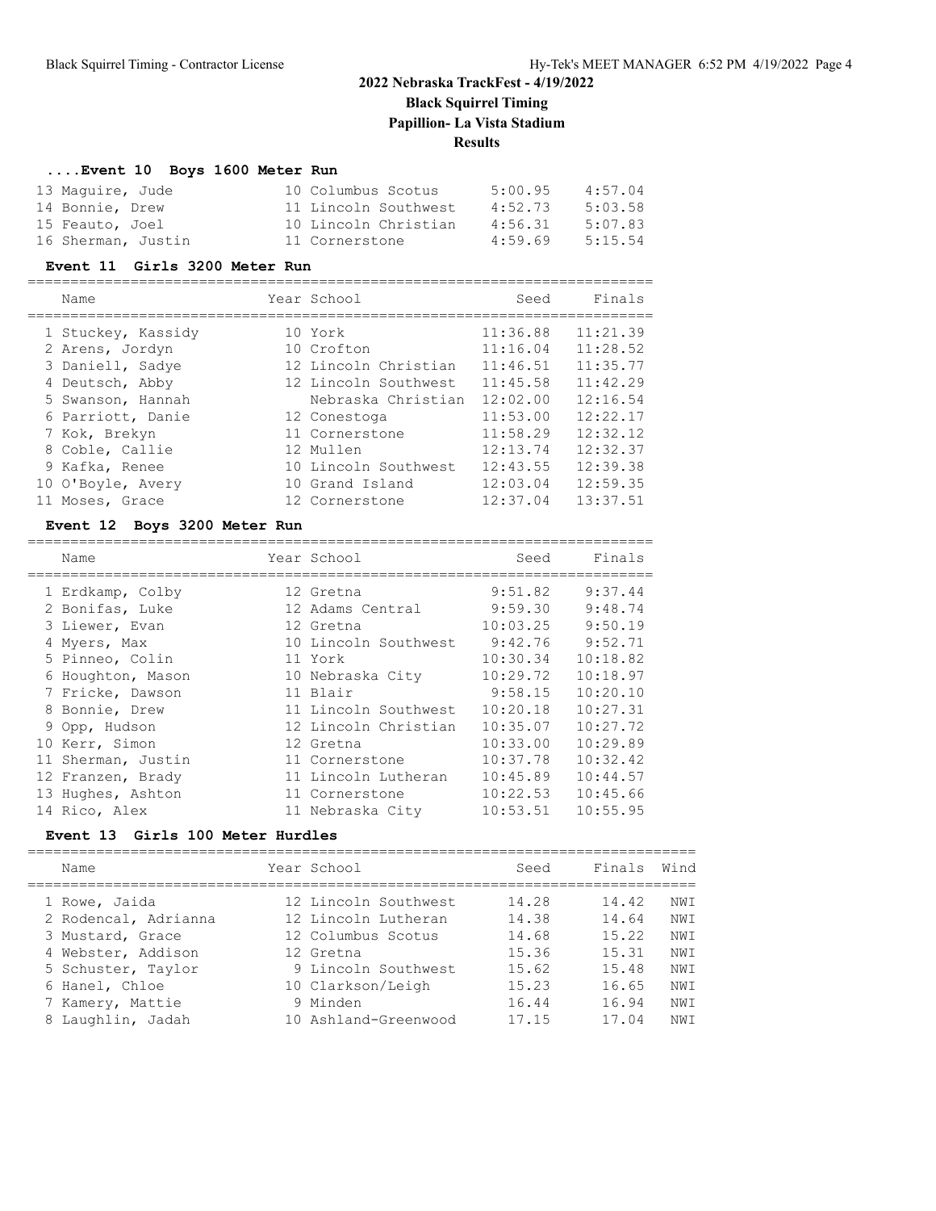# 2022 Nebraska TrackFest - 4/19/2022

**Black Squirrel Timing**

**Papillion- La Vista Stadium**

**Results**

### ....Event 10 Boys 1600 Meter Run

| Name | Year | School | Seed | Finals |
|---|---|---|---|---|
| 13 Maguire, Jude | 10 | Columbus Scotus | 5:00.95 | 4:57.04 |
| 14 Bonnie, Drew | 11 | Lincoln Southwest | 4:52.73 | 5:03.58 |
| 15 Feauto, Joel | 10 | Lincoln Christian | 4:56.31 | 5:07.83 |
| 16 Sherman, Justin | 11 | Cornerstone | 4:59.69 | 5:15.54 |

### Event 11 Girls 3200 Meter Run

| Name | Year | School | Seed | Finals |
|---|---|---|---|---|
| 1 Stuckey, Kassidy | 10 | York | 11:36.88 | 11:21.39 |
| 2 Arens, Jordyn | 10 | Crofton | 11:16.04 | 11:28.52 |
| 3 Daniell, Sadye | 12 | Lincoln Christian | 11:46.51 | 11:35.77 |
| 4 Deutsch, Abby | 12 | Lincoln Southwest | 11:45.58 | 11:42.29 |
| 5 Swanson, Hannah | | Nebraska Christian | 12:02.00 | 12:16.54 |
| 6 Parriott, Danie | 12 | Conestoga | 11:53.00 | 12:22.17 |
| 7 Kok, Brekyn | 11 | Cornerstone | 11:58.29 | 12:32.12 |
| 8 Coble, Callie | 12 | Mullen | 12:13.74 | 12:32.37 |
| 9 Kafka, Renee | 10 | Lincoln Southwest | 12:43.55 | 12:39.38 |
| 10 O'Boyle, Avery | 10 | Grand Island | 12:03.04 | 12:59.35 |
| 11 Moses, Grace | 12 | Cornerstone | 12:37.04 | 13:37.51 |

### Event 12 Boys 3200 Meter Run

| Name | Year | School | Seed | Finals |
|---|---|---|---|---|
| 1 Erdkamp, Colby | 12 | Gretna | 9:51.82 | 9:37.44 |
| 2 Bonifas, Luke | 12 | Adams Central | 9:59.30 | 9:48.74 |
| 3 Liewer, Evan | 12 | Gretna | 10:03.25 | 9:50.19 |
| 4 Myers, Max | 10 | Lincoln Southwest | 9:42.76 | 9:52.71 |
| 5 Pinneo, Colin | 11 | York | 10:30.34 | 10:18.82 |
| 6 Houghton, Mason | 10 | Nebraska City | 10:29.72 | 10:18.97 |
| 7 Fricke, Dawson | 11 | Blair | 9:58.15 | 10:20.10 |
| 8 Bonnie, Drew | 11 | Lincoln Southwest | 10:20.18 | 10:27.31 |
| 9 Opp, Hudson | 12 | Lincoln Christian | 10:35.07 | 10:27.72 |
| 10 Kerr, Simon | 12 | Gretna | 10:33.00 | 10:29.89 |
| 11 Sherman, Justin | 11 | Cornerstone | 10:37.78 | 10:32.42 |
| 12 Franzen, Brady | 11 | Lincoln Lutheran | 10:45.89 | 10:44.57 |
| 13 Hughes, Ashton | 11 | Cornerstone | 10:22.53 | 10:45.66 |
| 14 Rico, Alex | 11 | Nebraska City | 10:53.51 | 10:55.95 |

### Event 13 Girls 100 Meter Hurdles

| Name | Year | School | Seed | Finals | Wind |
|---|---|---|---|---|---|
| 1 Rowe, Jaida | 12 | Lincoln Southwest | 14.28 | 14.42 | NWI |
| 2 Rodencal, Adrianna | 12 | Lincoln Lutheran | 14.38 | 14.64 | NWI |
| 3 Mustard, Grace | 12 | Columbus Scotus | 14.68 | 15.22 | NWI |
| 4 Webster, Addison | 12 | Gretna | 15.36 | 15.31 | NWI |
| 5 Schuster, Taylor | 9 | Lincoln Southwest | 15.62 | 15.48 | NWI |
| 6 Hanel, Chloe | 10 | Clarkson/Leigh | 15.23 | 16.65 | NWI |
| 7 Kamery, Mattie | 9 | Minden | 16.44 | 16.94 | NWI |
| 8 Laughlin, Jadah | 10 | Ashland-Greenwood | 17.15 | 17.04 | NWI |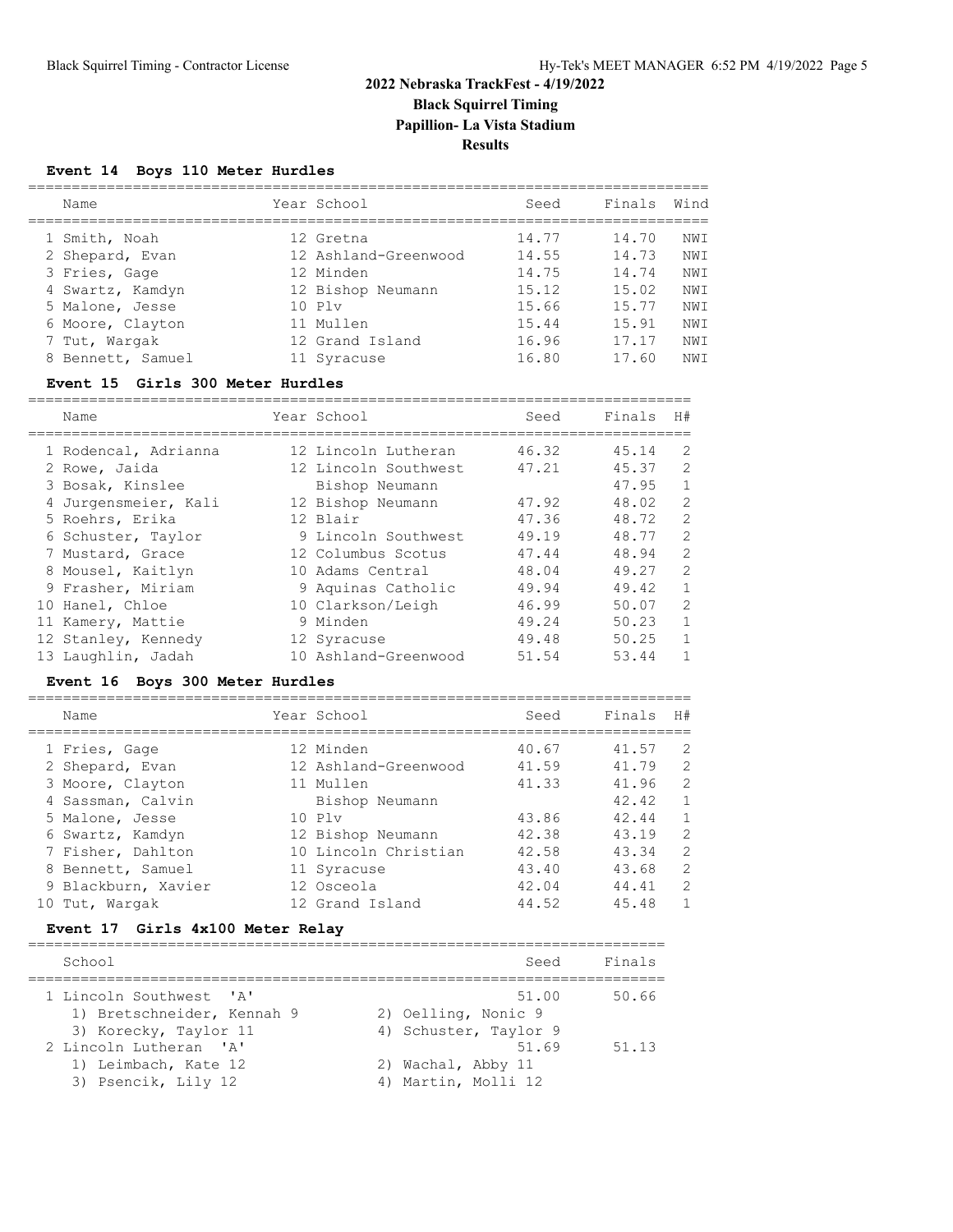# 2022 Nebraska TrackFest - 4/19/2022

## Black Squirrel Timing

## Papillion- La Vista Stadium

## Results

### Event 14 Boys 110 Meter Hurdles

| | Name | Year | School | Seed | Finals | Wind |
|---|---|---|---|---|---|---|
| 1 | Smith, Noah | 12 | Gretna | 14.77 | 14.70 | NWI |
| 2 | Shepard, Evan | 12 | Ashland-Greenwood | 14.55 | 14.73 | NWI |
| 3 | Fries, Gage | 12 | Minden | 14.75 | 14.74 | NWI |
| 4 | Swartz, Kamdyn | 12 | Bishop Neumann | 15.12 | 15.02 | NWI |
| 5 | Malone, Jesse | 10 | Plv | 15.66 | 15.77 | NWI |
| 6 | Moore, Clayton | 11 | Mullen | 15.44 | 15.91 | NWI |
| 7 | Tut, Wargak | 12 | Grand Island | 16.96 | 17.17 | NWI |
| 8 | Bennett, Samuel | 11 | Syracuse | 16.80 | 17.60 | NWI |

### Event 15 Girls 300 Meter Hurdles

| | Name | Year | School | Seed | Finals | H# |
|---|---|---|---|---|---|---|
| 1 | Rodencal, Adrianna | 12 | Lincoln Lutheran | 46.32 | 45.14 | 2 |
| 2 | Rowe, Jaida | 12 | Lincoln Southwest | 47.21 | 45.37 | 2 |
| 3 | Bosak, Kinslee | | Bishop Neumann | | 47.95 | 1 |
| 4 | Jurgensmeier, Kali | 12 | Bishop Neumann | 47.92 | 48.02 | 2 |
| 5 | Roehrs, Erika | 12 | Blair | 47.36 | 48.72 | 2 |
| 6 | Schuster, Taylor | 9 | Lincoln Southwest | 49.19 | 48.77 | 2 |
| 7 | Mustard, Grace | 12 | Columbus Scotus | 47.44 | 48.94 | 2 |
| 8 | Mousel, Kaitlyn | 10 | Adams Central | 48.04 | 49.27 | 2 |
| 9 | Frasher, Miriam | 9 | Aquinas Catholic | 49.94 | 49.42 | 1 |
| 10 | Hanel, Chloe | 10 | Clarkson/Leigh | 46.99 | 50.07 | 2 |
| 11 | Kamery, Mattie | 9 | Minden | 49.24 | 50.23 | 1 |
| 12 | Stanley, Kennedy | 12 | Syracuse | 49.48 | 50.25 | 1 |
| 13 | Laughlin, Jadah | 10 | Ashland-Greenwood | 51.54 | 53.44 | 1 |

### Event 16 Boys 300 Meter Hurdles

| | Name | Year | School | Seed | Finals | H# |
|---|---|---|---|---|---|---|
| 1 | Fries, Gage | 12 | Minden | 40.67 | 41.57 | 2 |
| 2 | Shepard, Evan | 12 | Ashland-Greenwood | 41.59 | 41.79 | 2 |
| 3 | Moore, Clayton | 11 | Mullen | 41.33 | 41.96 | 2 |
| 4 | Sassman, Calvin | | Bishop Neumann | | 42.42 | 1 |
| 5 | Malone, Jesse | 10 | Plv | 43.86 | 42.44 | 1 |
| 6 | Swartz, Kamdyn | 12 | Bishop Neumann | 42.38 | 43.19 | 2 |
| 7 | Fisher, Dahlton | 10 | Lincoln Christian | 42.58 | 43.34 | 2 |
| 8 | Bennett, Samuel | 11 | Syracuse | 43.40 | 43.68 | 2 |
| 9 | Blackburn, Xavier | 12 | Osceola | 42.04 | 44.41 | 2 |
| 10 | Tut, Wargak | 12 | Grand Island | 44.52 | 45.48 | 1 |

### Event 17 Girls 4x100 Meter Relay

| | School | Seed | Finals |
|---|---|---|---|
| 1 | Lincoln Southwest 'A' | 51.00 | 50.66 |
| | 1) Bretschneider, Kennah 9; 2) Oelling, Nonic 9; 3) Korecky, Taylor 11; 4) Schuster, Taylor 9 | | |
| 2 | Lincoln Lutheran 'A' | 51.69 | 51.13 |
| | 1) Leimbach, Kate 12; 2) Wachal, Abby 11; 3) Psencik, Lily 12; 4) Martin, Molli 12 | | |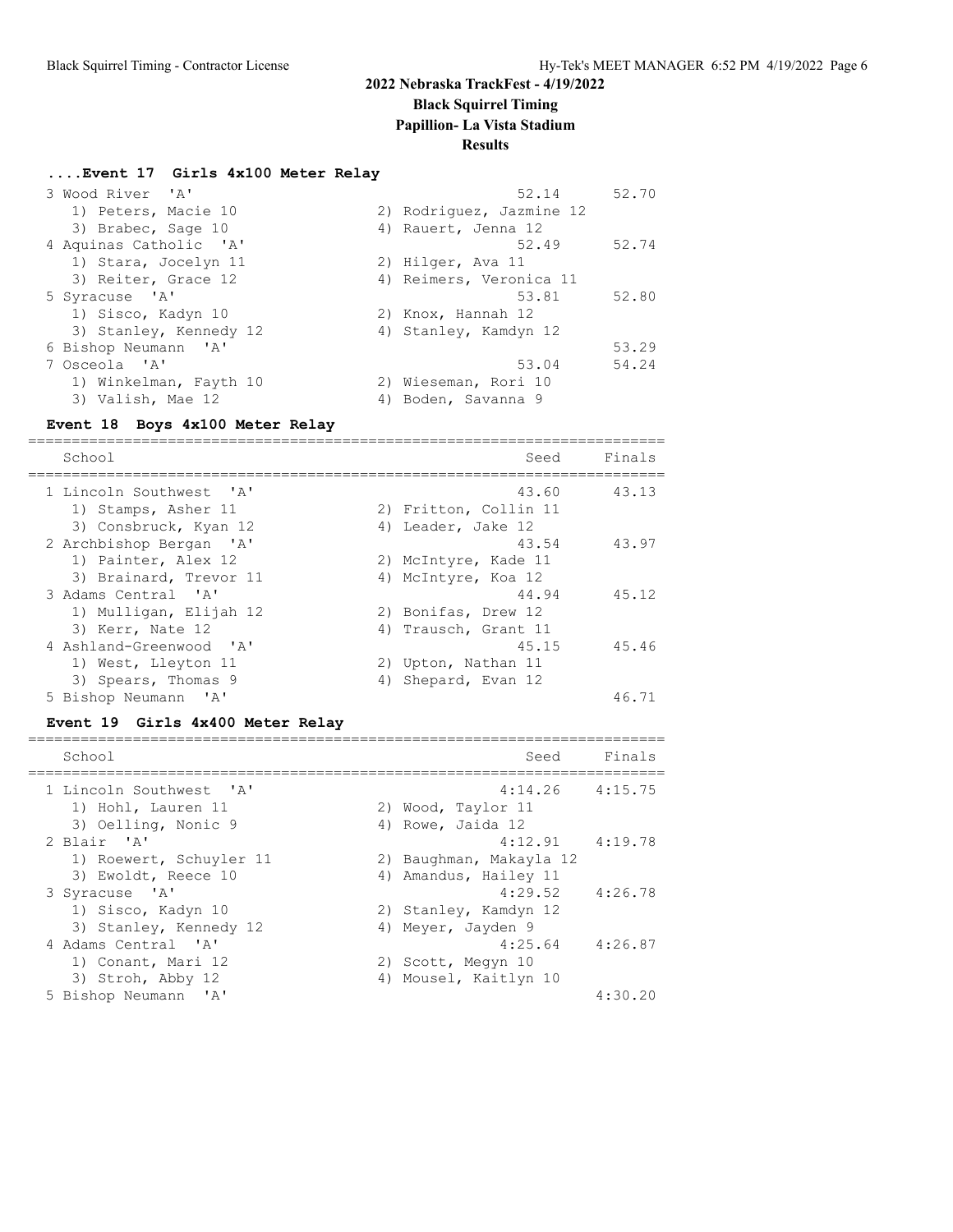# 2022 Nebraska TrackFest - 4/19/2022

**Black Squirrel Timing**

**Papillion- La Vista Stadium**

**Results**

### ....Event 17 Girls 4x100 Meter Relay

| School | Seed | Finals |
|---|---|---|
| 3 Wood River 'A' | 52.14 | 52.70 |
| 1) Peters, Macie 10 — 2) Rodriguez, Jazmine 12 — 3) Brabec, Sage 10 — 4) Rauert, Jenna 12 | | |
| 4 Aquinas Catholic 'A' | 52.49 | 52.74 |
| 1) Stara, Jocelyn 11 — 2) Hilger, Ava 11 — 3) Reiter, Grace 12 — 4) Reimers, Veronica 11 | | |
| 5 Syracuse 'A' | 53.81 | 52.80 |
| 1) Sisco, Kadyn 10 — 2) Knox, Hannah 12 — 3) Stanley, Kennedy 12 — 4) Stanley, Kamdyn 12 | | |
| 6 Bishop Neumann 'A' | | 53.29 |
| 7 Osceola 'A' | 53.04 | 54.24 |
| 1) Winkelman, Fayth 10 — 2) Wieseman, Rori 10 — 3) Valish, Mae 12 — 4) Boden, Savanna 9 | | |

### Event 18 Boys 4x100 Meter Relay

| School | Seed | Finals |
|---|---|---|
| 1 Lincoln Southwest 'A' | 43.60 | 43.13 |
| 1) Stamps, Asher 11 — 2) Fritton, Collin 11 — 3) Consbruck, Kyan 12 — 4) Leader, Jake 12 | | |
| 2 Archbishop Bergan 'A' | 43.54 | 43.97 |
| 1) Painter, Alex 12 — 2) McIntyre, Kade 11 — 3) Brainard, Trevor 11 — 4) McIntyre, Koa 12 | | |
| 3 Adams Central 'A' | 44.94 | 45.12 |
| 1) Mulligan, Elijah 12 — 2) Bonifas, Drew 12 — 3) Kerr, Nate 12 — 4) Trausch, Grant 11 | | |
| 4 Ashland-Greenwood 'A' | 45.15 | 45.46 |
| 1) West, Lleyton 11 — 2) Upton, Nathan 11 — 3) Spears, Thomas 9 — 4) Shepard, Evan 12 | | |
| 5 Bishop Neumann 'A' | | 46.71 |

### Event 19 Girls 4x400 Meter Relay

| School | Seed | Finals |
|---|---|---|
| 1 Lincoln Southwest 'A' | 4:14.26 | 4:15.75 |
| 1) Hohl, Lauren 11 — 2) Wood, Taylor 11 — 3) Oelling, Nonic 9 — 4) Rowe, Jaida 12 | | |
| 2 Blair 'A' | 4:12.91 | 4:19.78 |
| 1) Roewert, Schuyler 11 — 2) Baughman, Makayla 12 — 3) Ewoldt, Reece 10 — 4) Amandus, Hailey 11 | | |
| 3 Syracuse 'A' | 4:29.52 | 4:26.78 |
| 1) Sisco, Kadyn 10 — 2) Stanley, Kamdyn 12 — 3) Stanley, Kennedy 12 — 4) Meyer, Jayden 9 | | |
| 4 Adams Central 'A' | 4:25.64 | 4:26.87 |
| 1) Conant, Mari 12 — 2) Scott, Megyn 10 — 3) Stroh, Abby 12 — 4) Mousel, Kaitlyn 10 | | |
| 5 Bishop Neumann 'A' | | 4:30.20 |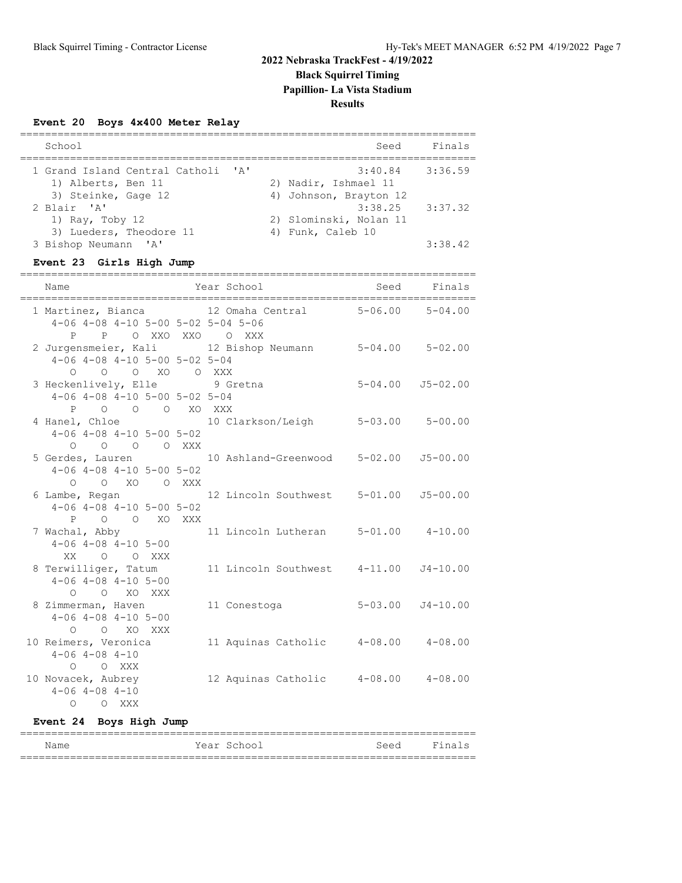# 2022 Nebraska TrackFest - 4/19/2022

**Black Squirrel Timing**

**Papillion- La Vista Stadium**

**Results**

### Event 20 Boys 4x400 Meter Relay

| | School | Seed | Finals |
|---|---|---|---|
| 1 | Grand Island Central Catholi 'A' | 3:40.84 | 3:36.59 |
| | 1) Alberts, Ben 11; 2) Nadir, Ishmael 11; 3) Steinke, Gage 12; 4) Johnson, Brayton 12 | | |
| 2 | Blair 'A' | 3:38.25 | 3:37.32 |
| | 1) Ray, Toby 12; 2) Slominski, Nolan 11; 3) Lueders, Theodore 11; 4) Funk, Caleb 10 | | |
| 3 | Bishop Neumann 'A' | | 3:38.42 |

### Event 23 Girls High Jump

| | Name | Year | School | Seed | Finals |
|---|---|---|---|---|---|
| 1 | Martinez, Bianca | 12 | Omaha Central | 5-06.00 | 5-04.00 |
| | 4-06 P, 4-08 P, 4-10 O, 5-00 XXO, 5-02 XXO, 5-04 O, 5-06 XXX | | | | |
| 2 | Jurgensmeier, Kali | 12 | Bishop Neumann | 5-04.00 | 5-02.00 |
| | 4-06 O, 4-08 O, 4-10 O, 5-00 XO, 5-02 O, 5-04 XXX | | | | |
| 3 | Heckenlively, Elle | 9 | Gretna | 5-04.00 | J5-02.00 |
| | 4-06 P, 4-08 O, 4-10 O, 5-00 O, 5-02 XO, 5-04 XXX | | | | |
| 4 | Hanel, Chloe | 10 | Clarkson/Leigh | 5-03.00 | 5-00.00 |
| | 4-06 O, 4-08 O, 4-10 O, 5-00 O, 5-02 XXX | | | | |
| 5 | Gerdes, Lauren | 10 | Ashland-Greenwood | 5-02.00 | J5-00.00 |
| | 4-06 O, 4-08 O, 4-10 XO, 5-00 O, 5-02 XXX | | | | |
| 6 | Lambe, Regan | 12 | Lincoln Southwest | 5-01.00 | J5-00.00 |
| | 4-06 P, 4-08 O, 4-10 O, 5-00 XO, 5-02 XXX | | | | |
| 7 | Wachal, Abby | 11 | Lincoln Lutheran | 5-01.00 | 4-10.00 |
| | 4-06 XX, 4-08 O, 4-10 O, 5-00 XXX | | | | |
| 8 | Terwilliger, Tatum | 11 | Lincoln Southwest | 4-11.00 | J4-10.00 |
| | 4-06 O, 4-08 O, 4-10 XO, 5-00 XXX | | | | |
| 8 | Zimmerman, Haven | 11 | Conestoga | 5-03.00 | J4-10.00 |
| | 4-06 O, 4-08 O, 4-10 XO, 5-00 XXX | | | | |
| 10 | Reimers, Veronica | 11 | Aquinas Catholic | 4-08.00 | 4-08.00 |
| | 4-06 O, 4-08 O, 4-10 XXX | | | | |
| 10 | Novacek, Aubrey | 12 | Aquinas Catholic | 4-08.00 | 4-08.00 |
| | 4-06 O, 4-08 O, 4-10 XXX | | | | |

### Event 24 Boys High Jump

| Name | Year | School | Seed | Finals |
|---|---|---|---|---|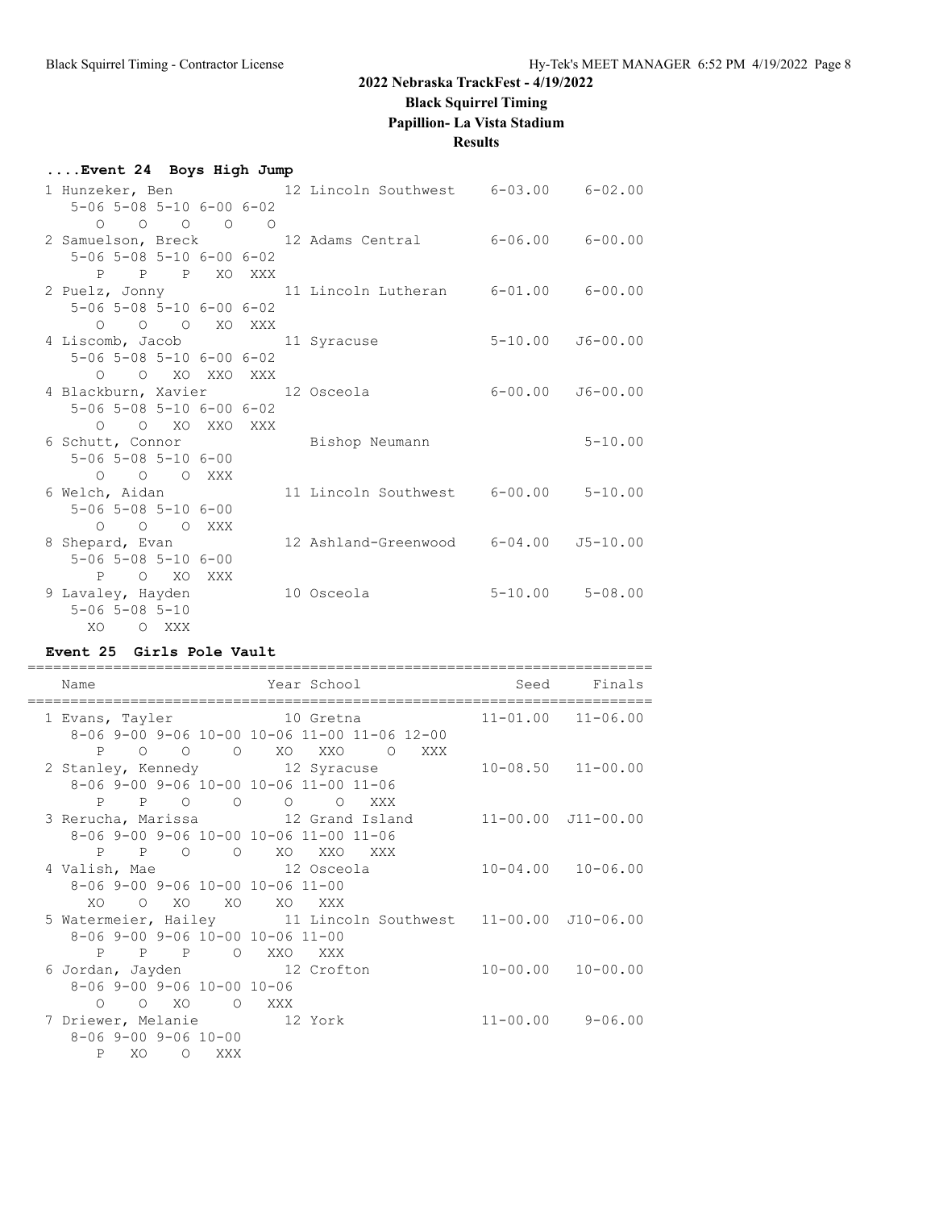# 2022 Nebraska TrackFest - 4/19/2022

## Black Squirrel Timing

## Papillion- La Vista Stadium

## Results

### ....Event 24 Boys High Jump

```
 1 Hunzeker, Ben             12 Lincoln Southwest    6-03.00    6-02.00
     5-06 5-08 5-10 6-00 6-02
        O    O    O    O    O
 2 Samuelson, Breck          12 Adams Central        6-06.00    6-00.00
     5-06 5-08 5-10 6-00 6-02
        P    P    P   XO  XXX
 2 Puelz, Jonny              11 Lincoln Lutheran     6-01.00    6-00.00
     5-06 5-08 5-10 6-00 6-02
        O    O    O   XO  XXX
 4 Liscomb, Jacob            11 Syracuse             5-10.00   J6-00.00
     5-06 5-08 5-10 6-00 6-02
        O    O   XO  XXO  XXX
 4 Blackburn, Xavier         12 Osceola              6-00.00   J6-00.00
     5-06 5-08 5-10 6-00 6-02
        O    O   XO  XXO  XXX
 6 Schutt, Connor               Bishop Neumann                 5-10.00
     5-06 5-08 5-10 6-00
        O    O    O  XXX
 6 Welch, Aidan              11 Lincoln Southwest    6-00.00    5-10.00
     5-06 5-08 5-10 6-00
        O    O    O  XXX
 8 Shepard, Evan             12 Ashland-Greenwood    6-04.00   J5-10.00
     5-06 5-08 5-10 6-00
        P    O   XO  XXX
 9 Lavaley, Hayden           10 Osceola              5-10.00    5-08.00
     5-06 5-08 5-10
       XO    O  XXX
```

### Event 25 Girls Pole Vault

```
=========================================================================
    Name                    Year School                  Seed     Finals
=========================================================================
  1 Evans, Tayler             10 Gretna              11-01.00   11-06.00
      8-06 9-00 9-06 10-00 10-06 11-00 11-06 12-00
         P    O    O     O    XO   XXO     O   XXX
  2 Stanley, Kennedy          12 Syracuse            10-08.50   11-00.00
      8-06 9-00 9-06 10-00 10-06 11-00 11-06
         P    P    O     O     O     O   XXX
  3 Rerucha, Marissa          12 Grand Island        11-00.00  J11-00.00
      8-06 9-00 9-06 10-00 10-06 11-00 11-06
         P    P    O     O    XO   XXO   XXX
  4 Valish, Mae               12 Osceola             10-04.00   10-06.00
      8-06 9-00 9-06 10-00 10-06 11-00
        XO    O   XO    XO    XO   XXX
  5 Watermeier, Hailey        11 Lincoln Southwest   11-00.00  J10-06.00
      8-06 9-00 9-06 10-00 10-06 11-00
         P    P    P     O   XXO   XXX
  6 Jordan, Jayden            12 Crofton             10-00.00   10-00.00
      8-06 9-00 9-06 10-00 10-06
         O    O   XO     O   XXX
  7 Driewer, Melanie          12 York                11-00.00    9-06.00
      8-06 9-00 9-06 10-00
         P   XO    O   XXX
```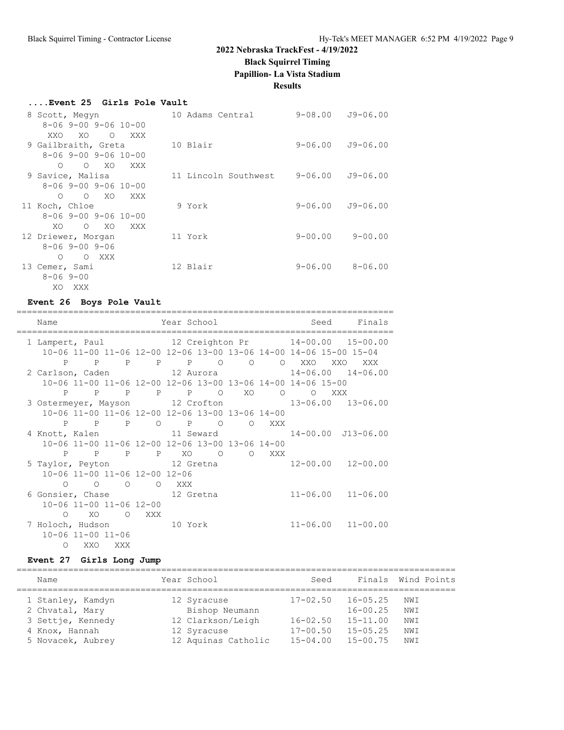## 2022 Nebraska TrackFest - 4/19/2022

**Black Squirrel Timing**

**Papillion- La Vista Stadium**

**Results**

### ....Event 25 Girls Pole Vault

```
  8 Scott, Megyn               10 Adams Central        9-08.00   J9-06.00 
      8-06 9-00 9-06 10-00
       XXO   XO    O  XXX
  9 Gailbraith, Greta          10 Blair                9-06.00   J9-06.00 
      8-06 9-00 9-06 10-00
         O    O   XO  XXX
  9 Savice, Malisa             11 Lincoln Southwest    9-06.00   J9-06.00 
      8-06 9-00 9-06 10-00
         O    O   XO  XXX
 11 Koch, Chloe                 9 York                 9-06.00   J9-06.00 
      8-06 9-00 9-06 10-00
        XO    O   XO  XXX
 12 Driewer, Morgan            11 York                 9-00.00    9-00.00 
      8-06 9-00 9-06
         O    O  XXX
 13 Cemer, Sami                12 Blair                9-06.00    8-06.00 
      8-06 9-00
        XO  XXX
```

### Event 26 Boys Pole Vault

```
=======================================================================
    Name                    Year School                 Seed     Finals 
=======================================================================
  1 Lampert, Paul              12 Creighton Pr        14-00.00   15-00.00 
     10-06 11-00 11-06 12-00 12-06 13-00 13-06 14-00 14-06 15-00 15-04
         P     P     P     P     P     O     O     O   XXO   XXO   XXX
  2 Carlson, Caden             12 Aurora              14-06.00   14-06.00 
     10-06 11-00 11-06 12-00 12-06 13-00 13-06 14-00 14-06 15-00
         P     P     P     P     P     O    XO     O     O   XXX
  3 Ostermeyer, Mayson         12 Crofton             13-06.00   13-06.00 
     10-06 11-00 11-06 12-00 12-06 13-00 13-06 14-00
         P     P     P     O     P     O     O   XXX
  4 Knott, Kalen               11 Seward              14-00.00  J13-06.00 
     10-06 11-00 11-06 12-00 12-06 13-00 13-06 14-00
         P     P     P     P    XO     O     O   XXX
  5 Taylor, Peyton             12 Gretna              12-00.00   12-00.00 
     10-06 11-00 11-06 12-00 12-06
         O     O     O     O   XXX
  6 Gonsier, Chase             12 Gretna              11-06.00   11-06.00 
     10-06 11-00 11-06 12-00
         O    XO     O   XXX
  7 Holoch, Hudson             10 York                11-06.00   11-00.00 
     10-06 11-00 11-06
         O   XXO   XXX
```

### Event 27 Girls Long Jump

| Name | Year | School | Seed | Finals | Wind | Points |
|---|---|---|---|---|---|---|
| 1 Stanley, Kamdyn | 12 | Syracuse | 17-02.50 | 16-05.25 | NWI | |
| 2 Chvatal, Mary | | Bishop Neumann | | 16-00.25 | NWI | |
| 3 Settje, Kennedy | 12 | Clarkson/Leigh | 16-02.50 | 15-11.00 | NWI | |
| 4 Knox, Hannah | 12 | Syracuse | 17-00.50 | 15-05.25 | NWI | |
| 5 Novacek, Aubrey | 12 | Aquinas Catholic | 15-04.00 | 15-00.75 | NWI | |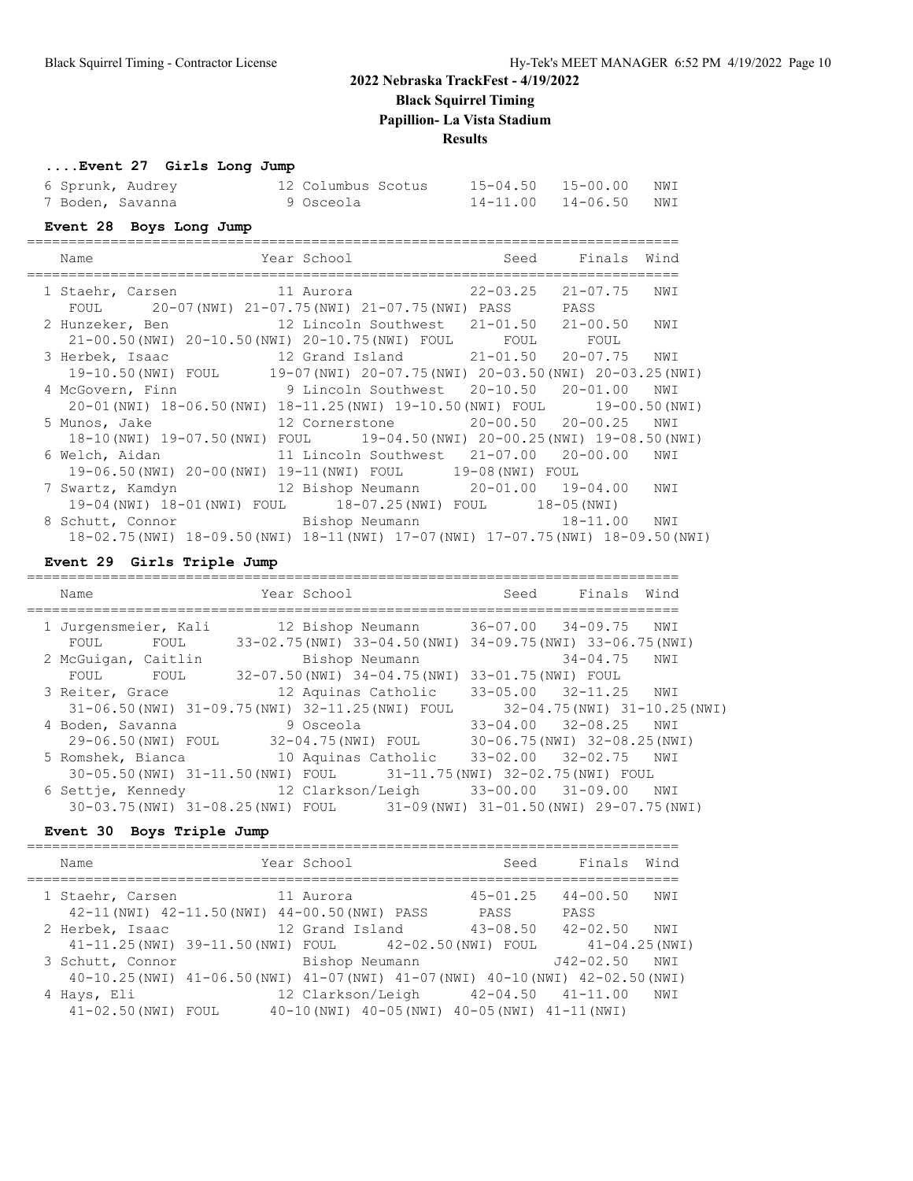# 2022 Nebraska TrackFest - 4/19/2022

**Black Squirrel Timing**

**Papillion- La Vista Stadium**

**Results**

### ....Event 27 Girls Long Jump

| | Name | Year | School | Seed | Finals | Wind |
|---|---|---|---|---|---|---|
| 6 | Sprunk, Audrey | 12 | Columbus Scotus | 15-04.50 | 15-00.00 | NWI |
| 7 | Boden, Savanna | 9 | Osceola | 14-11.00 | 14-06.50 | NWI |

### Event 28 Boys Long Jump

| | Name | Year | School | Seed | Finals | Wind |
|---|---|---|---|---|---|---|
| 1 | Staehr, Carsen | 11 | Aurora | 22-03.25 | 21-07.75 | NWI |
| | FOUL 20-07(NWI) 21-07.75(NWI) 21-07.75(NWI) PASS PASS | | | | | |
| 2 | Hunzeker, Ben | 12 | Lincoln Southwest | 21-01.50 | 21-00.50 | NWI |
| | 21-00.50(NWI) 20-10.50(NWI) 20-10.75(NWI) FOUL FOUL FOUL | | | | | |
| 3 | Herbek, Isaac | 12 | Grand Island | 21-01.50 | 20-07.75 | NWI |
| | 19-10.50(NWI) FOUL 19-07(NWI) 20-07.75(NWI) 20-03.50(NWI) 20-03.25(NWI) | | | | | |
| 4 | McGovern, Finn | 9 | Lincoln Southwest | 20-10.50 | 20-01.00 | NWI |
| | 20-01(NWI) 18-06.50(NWI) 18-11.25(NWI) 19-10.50(NWI) FOUL 19-00.50(NWI) | | | | | |
| 5 | Munos, Jake | 12 | Cornerstone | 20-00.50 | 20-00.25 | NWI |
| | 18-10(NWI) 19-07.50(NWI) FOUL 19-04.50(NWI) 20-00.25(NWI) 19-08.50(NWI) | | | | | |
| 6 | Welch, Aidan | 11 | Lincoln Southwest | 21-07.00 | 20-00.00 | NWI |
| | 19-06.50(NWI) 20-00(NWI) 19-11(NWI) FOUL 19-08(NWI) FOUL | | | | | |
| 7 | Swartz, Kamdyn | 12 | Bishop Neumann | 20-01.00 | 19-04.00 | NWI |
| | 19-04(NWI) 18-01(NWI) FOUL 18-07.25(NWI) FOUL 18-05(NWI) | | | | | |
| 8 | Schutt, Connor | | Bishop Neumann | | 18-11.00 | NWI |
| | 18-02.75(NWI) 18-09.50(NWI) 18-11(NWI) 17-07(NWI) 17-07.75(NWI) 18-09.50(NWI) | | | | | |

### Event 29 Girls Triple Jump

| | Name | Year | School | Seed | Finals | Wind |
|---|---|---|---|---|---|---|
| 1 | Jurgensmeier, Kali | 12 | Bishop Neumann | 36-07.00 | 34-09.75 | NWI |
| | FOUL FOUL 33-02.75(NWI) 33-04.50(NWI) 34-09.75(NWI) 33-06.75(NWI) | | | | | |
| 2 | McGuigan, Caitlin | | Bishop Neumann | | 34-04.75 | NWI |
| | FOUL FOUL 32-07.50(NWI) 34-04.75(NWI) 33-01.75(NWI) FOUL | | | | | |
| 3 | Reiter, Grace | 12 | Aquinas Catholic | 33-05.00 | 32-11.25 | NWI |
| | 31-06.50(NWI) 31-09.75(NWI) 32-11.25(NWI) FOUL 32-04.75(NWI) 31-10.25(NWI) | | | | | |
| 4 | Boden, Savanna | 9 | Osceola | 33-04.00 | 32-08.25 | NWI |
| | 29-06.50(NWI) FOUL 32-04.75(NWI) FOUL 30-06.75(NWI) 32-08.25(NWI) | | | | | |
| 5 | Romshek, Bianca | 10 | Aquinas Catholic | 33-02.00 | 32-02.75 | NWI |
| | 30-05.50(NWI) 31-11.50(NWI) FOUL 31-11.75(NWI) 32-02.75(NWI) FOUL | | | | | |
| 6 | Settje, Kennedy | 12 | Clarkson/Leigh | 33-00.00 | 31-09.00 | NWI |
| | 30-03.75(NWI) 31-08.25(NWI) FOUL 31-09(NWI) 31-01.50(NWI) 29-07.75(NWI) | | | | | |

### Event 30 Boys Triple Jump

| | Name | Year | School | Seed | Finals | Wind |
|---|---|---|---|---|---|---|
| 1 | Staehr, Carsen | 11 | Aurora | 45-01.25 | 44-00.50 | NWI |
| | 42-11(NWI) 42-11.50(NWI) 44-00.50(NWI) PASS PASS PASS | | | | | |
| 2 | Herbek, Isaac | 12 | Grand Island | 43-08.50 | 42-02.50 | NWI |
| | 41-11.25(NWI) 39-11.50(NWI) FOUL 42-02.50(NWI) FOUL 41-04.25(NWI) | | | | | |
| 3 | Schutt, Connor | | Bishop Neumann | | J42-02.50 | NWI |
| | 40-10.25(NWI) 41-06.50(NWI) 41-07(NWI) 41-07(NWI) 40-10(NWI) 42-02.50(NWI) | | | | | |
| 4 | Hays, Eli | 12 | Clarkson/Leigh | 42-04.50 | 41-11.00 | NWI |
| | 41-02.50(NWI) FOUL 40-10(NWI) 40-05(NWI) 40-05(NWI) 41-11(NWI) | | | | | |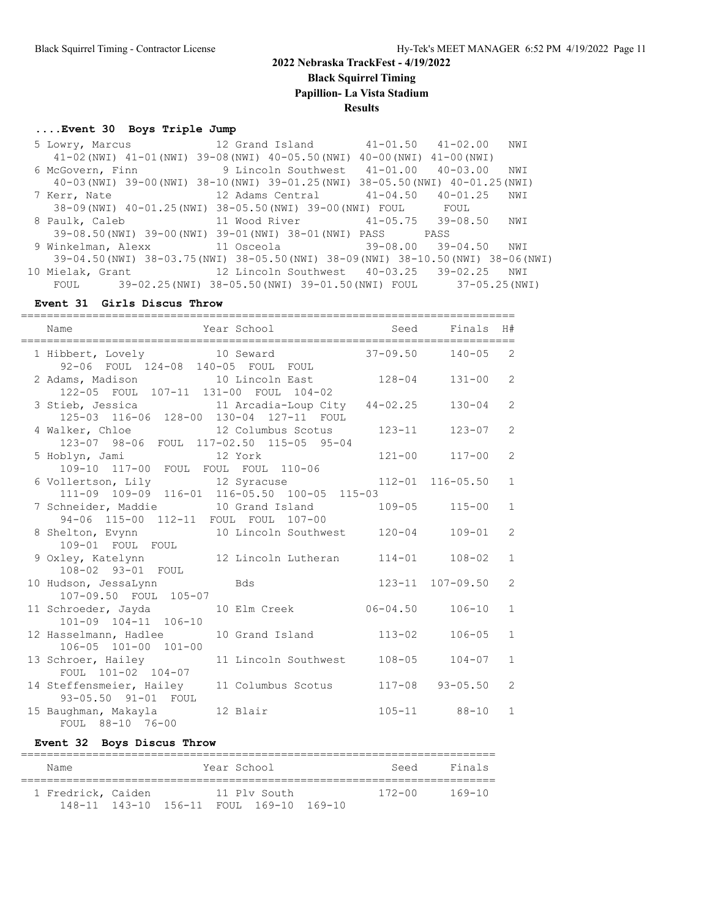# 2022 Nebraska TrackFest - 4/19/2022

**Black Squirrel Timing**

**Papillion- La Vista Stadium**

**Results**

### ....Event 30 Boys Triple Jump

```
  5 Lowry, Marcus            12 Grand Island         41-01.50   41-02.00   NWI
     41-02(NWI) 41-01(NWI) 39-08(NWI) 40-05.50(NWI) 40-00(NWI) 41-00(NWI)
  6 McGovern, Finn            9 Lincoln Southwest    41-01.00   40-03.00   NWI
     40-03(NWI) 39-00(NWI) 38-10(NWI) 39-01.25(NWI) 38-05.50(NWI) 40-01.25(NWI)
  7 Kerr, Nate               12 Adams Central        41-04.50   40-01.25   NWI
     38-09(NWI) 40-01.25(NWI) 38-05.50(NWI) 39-00(NWI) FOUL      FOUL
  8 Paulk, Caleb             11 Wood River           41-05.75   39-08.50   NWI
     39-08.50(NWI) 39-00(NWI) 39-01(NWI) 38-01(NWI) PASS      PASS
  9 Winkelman, Alexx         11 Osceola              39-08.00   39-04.50   NWI
     39-04.50(NWI) 38-03.75(NWI) 38-05.50(NWI) 38-09(NWI) 38-10.50(NWI) 38-06(NWI)
 10 Mielak, Grant            12 Lincoln Southwest    40-03.25   39-02.25   NWI
     FOUL      39-02.25(NWI) 38-05.50(NWI) 39-01.50(NWI) FOUL      37-05.25(NWI)
```

### Event 31 Girls Discus Throw

```
==========================================================================
    Name                    Year School                 Seed     Finals  H#
==========================================================================
  1 Hibbert, Lovely          10 Seward               37-09.50     140-05   2
     92-06  FOUL  124-08  140-05  FOUL  FOUL
  2 Adams, Madison           10 Lincoln East           128-04     131-00   2
     122-05  FOUL  107-11  131-00  FOUL  104-02
  3 Stieb, Jessica           11 Arcadia-Loup City   44-02.25     130-04   2
     125-03  116-06  128-00  130-04  127-11  FOUL
  4 Walker, Chloe            12 Columbus Scotus        123-11     123-07   2
     123-07  98-06  FOUL  117-02.50  115-05  95-04
  5 Hoblyn, Jami             12 York                   121-00     117-00   2
     109-10  117-00  FOUL  FOUL  FOUL  110-06
  6 Vollertson, Lily         12 Syracuse               112-01  116-05.50   1
     111-09  109-09  116-01  116-05.50  100-05  115-03
  7 Schneider, Maddie        10 Grand Island           109-05     115-00   1
     94-06  115-00  112-11  FOUL  FOUL  107-00
  8 Shelton, Evynn           10 Lincoln Southwest      120-04     109-01   2
     109-01  FOUL  FOUL
  9 Oxley, Katelynn          12 Lincoln Lutheran       114-01     108-02   1
     108-02  93-01  FOUL
 10 Hudson, JessaLynn           Bds                    123-11  107-09.50   2
     107-09.50  FOUL  105-07
 11 Schroeder, Jayda         10 Elm Creek            06-04.50     106-10   1
     101-09  104-11  106-10
 12 Hasselmann, Hadlee       10 Grand Island           113-02     106-05   1
     106-05  101-00  101-00
 13 Schroer, Hailey          11 Lincoln Southwest      108-05     104-07   1
     FOUL  101-02  104-07
 14 Steffensmeier, Hailey    11 Columbus Scotus        117-08   93-05.50   2
     93-05.50  91-01  FOUL
 15 Baughman, Makayla        12 Blair                  105-11      88-10   1
     FOUL  88-10  76-00
```

### Event 32 Boys Discus Throw

```
=======================================================================
    Name                    Year School                 Seed     Finals
=======================================================================
  1 Fredrick, Caiden         11 Plv South              172-00     169-10
     148-11  143-10  156-11  FOUL  169-10  169-10
```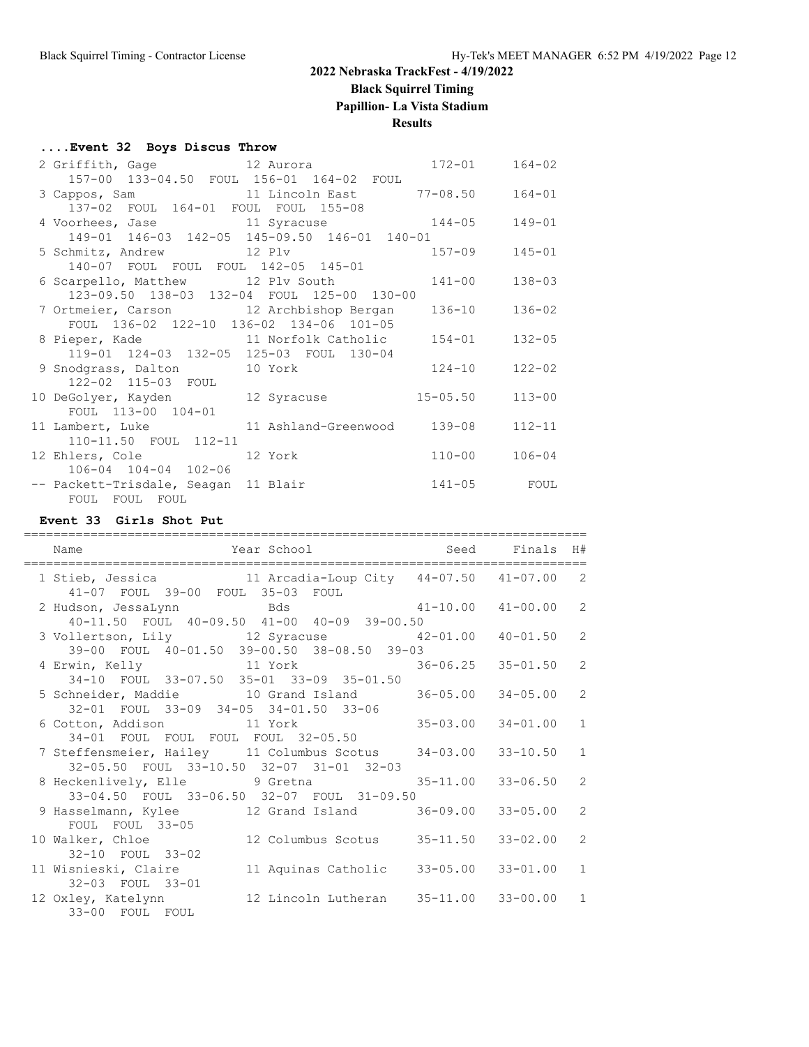## 2022 Nebraska TrackFest - 4/19/2022

**Black Squirrel Timing**

**Papillion- La Vista Stadium**

**Results**

### ....Event 32 Boys Discus Throw

| Place | Name | Year | School | Seed | Finals |
|---|---|---|---|---|---|
| 2 | Griffith, Gage | 12 | Aurora | 172-01 | 164-02 |
| | 157-00 133-04.50 FOUL 156-01 164-02 FOUL | | | | |
| 3 | Cappos, Sam | 11 | Lincoln East | 77-08.50 | 164-01 |
| | 137-02 FOUL 164-01 FOUL FOUL 155-08 | | | | |
| 4 | Voorhees, Jase | 11 | Syracuse | 144-05 | 149-01 |
| | 149-01 146-03 142-05 145-09.50 146-01 140-01 | | | | |
| 5 | Schmitz, Andrew | 12 | Plv | 157-09 | 145-01 |
| | 140-07 FOUL FOUL FOUL 142-05 145-01 | | | | |
| 6 | Scarpello, Matthew | 12 | Plv South | 141-00 | 138-03 |
| | 123-09.50 138-03 132-04 FOUL 125-00 130-00 | | | | |
| 7 | Ortmeier, Carson | 12 | Archbishop Bergan | 136-10 | 136-02 |
| | FOUL 136-02 122-10 136-02 134-06 101-05 | | | | |
| 8 | Pieper, Kade | 11 | Norfolk Catholic | 154-01 | 132-05 |
| | 119-01 124-03 132-05 125-03 FOUL 130-04 | | | | |
| 9 | Snodgrass, Dalton | 10 | York | 124-10 | 122-02 |
| | 122-02 115-03 FOUL | | | | |
| 10 | DeGolyer, Kayden | 12 | Syracuse | 15-05.50 | 113-00 |
| | FOUL 113-00 104-01 | | | | |
| 11 | Lambert, Luke | 11 | Ashland-Greenwood | 139-08 | 112-11 |
| | 110-11.50 FOUL 112-11 | | | | |
| 12 | Ehlers, Cole | 12 | York | 110-00 | 106-04 |
| | 106-04 104-04 102-06 | | | | |
| -- | Packett-Trisdale, Seagan | 11 | Blair | 141-05 | FOUL |
| | FOUL FOUL FOUL | | | | |

### Event 33 Girls Shot Put

| Place | Name | Year | School | Seed | Finals | H# |
|---|---|---|---|---|---|---|
| 1 | Stieb, Jessica | 11 | Arcadia-Loup City | 44-07.50 | 41-07.00 | 2 |
| | 41-07 FOUL 39-00 FOUL 35-03 FOUL | | | | | |
| 2 | Hudson, JessaLynn | | Bds | 41-10.00 | 41-00.00 | 2 |
| | 40-11.50 FOUL 40-09.50 41-00 40-09 39-00.50 | | | | | |
| 3 | Vollertson, Lily | 12 | Syracuse | 42-01.00 | 40-01.50 | 2 |
| | 39-00 FOUL 40-01.50 39-00.50 38-08.50 39-03 | | | | | |
| 4 | Erwin, Kelly | 11 | York | 36-06.25 | 35-01.50 | 2 |
| | 34-10 FOUL 33-07.50 35-01 33-09 35-01.50 | | | | | |
| 5 | Schneider, Maddie | 10 | Grand Island | 36-05.00 | 34-05.00 | 2 |
| | 32-01 FOUL 33-09 34-05 34-01.50 33-06 | | | | | |
| 6 | Cotton, Addison | 11 | York | 35-03.00 | 34-01.00 | 1 |
| | 34-01 FOUL FOUL FOUL FOUL 32-05.50 | | | | | |
| 7 | Steffensmeier, Hailey | 11 | Columbus Scotus | 34-03.00 | 33-10.50 | 1 |
| | 32-05.50 FOUL 33-10.50 32-07 31-01 32-03 | | | | | |
| 8 | Heckenlively, Elle | 9 | Gretna | 35-11.00 | 33-06.50 | 2 |
| | 33-04.50 FOUL 33-06.50 32-07 FOUL 31-09.50 | | | | | |
| 9 | Hasselmann, Kylee | 12 | Grand Island | 36-09.00 | 33-05.00 | 2 |
| | FOUL FOUL 33-05 | | | | | |
| 10 | Walker, Chloe | 12 | Columbus Scotus | 35-11.50 | 33-02.00 | 2 |
| | 32-10 FOUL 33-02 | | | | | |
| 11 | Wisnieski, Claire | 11 | Aquinas Catholic | 33-05.00 | 33-01.00 | 1 |
| | 32-03 FOUL 33-01 | | | | | |
| 12 | Oxley, Katelynn | 12 | Lincoln Lutheran | 35-11.00 | 33-00.00 | 1 |
| | 33-00 FOUL FOUL | | | | | |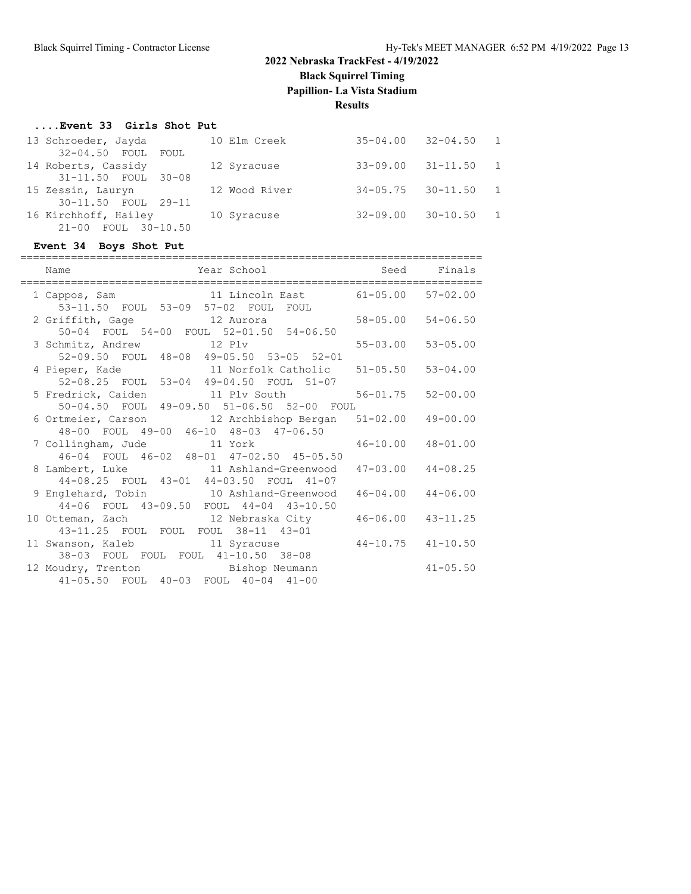## 2022 Nebraska TrackFest - 4/19/2022

**Black Squirrel Timing**

**Papillion- La Vista Stadium**

**Results**

### ....Event 33 Girls Shot Put

| Place | Name | Year | School | Seed | Finals | |
|---|---|---|---|---|---|---|
| 13 | Schroeder, Jayda | 10 | Elm Creek | 35-04.00 | 32-04.50 | 1 |
| | 32-04.50 FOUL FOUL | | | | | |
| 14 | Roberts, Cassidy | 12 | Syracuse | 33-09.00 | 31-11.50 | 1 |
| | 31-11.50 FOUL 30-08 | | | | | |
| 15 | Zessin, Lauryn | 12 | Wood River | 34-05.75 | 30-11.50 | 1 |
| | 30-11.50 FOUL 29-11 | | | | | |
| 16 | Kirchhoff, Hailey | 10 | Syracuse | 32-09.00 | 30-10.50 | 1 |
| | 21-00 FOUL 30-10.50 | | | | | |

### Event 34 Boys Shot Put

| Place | Name | Year | School | Seed | Finals |
|---|---|---|---|---|---|
| 1 | Cappos, Sam | 11 | Lincoln East | 61-05.00 | 57-02.00 |
| | 53-11.50 FOUL 53-09 57-02 FOUL FOUL | | | | |
| 2 | Griffith, Gage | 12 | Aurora | 58-05.00 | 54-06.50 |
| | 50-04 FOUL 54-00 FOUL 52-01.50 54-06.50 | | | | |
| 3 | Schmitz, Andrew | 12 | Plv | 55-03.00 | 53-05.00 |
| | 52-09.50 FOUL 48-08 49-05.50 53-05 52-01 | | | | |
| 4 | Pieper, Kade | 11 | Norfolk Catholic | 51-05.50 | 53-04.00 |
| | 52-08.25 FOUL 53-04 49-04.50 FOUL 51-07 | | | | |
| 5 | Fredrick, Caiden | 11 | Plv South | 56-01.75 | 52-00.00 |
| | 50-04.50 FOUL 49-09.50 51-06.50 52-00 FOUL | | | | |
| 6 | Ortmeier, Carson | 12 | Archbishop Bergan | 51-02.00 | 49-00.00 |
| | 48-00 FOUL 49-00 46-10 48-03 47-06.50 | | | | |
| 7 | Collingham, Jude | 11 | York | 46-10.00 | 48-01.00 |
| | 46-04 FOUL 46-02 48-01 47-02.50 45-05.50 | | | | |
| 8 | Lambert, Luke | 11 | Ashland-Greenwood | 47-03.00 | 44-08.25 |
| | 44-08.25 FOUL 43-01 44-03.50 FOUL 41-07 | | | | |
| 9 | Englehard, Tobin | 10 | Ashland-Greenwood | 46-04.00 | 44-06.00 |
| | 44-06 FOUL 43-09.50 FOUL 44-04 43-10.50 | | | | |
| 10 | Otteman, Zach | 12 | Nebraska City | 46-06.00 | 43-11.25 |
| | 43-11.25 FOUL FOUL FOUL 38-11 43-01 | | | | |
| 11 | Swanson, Kaleb | 11 | Syracuse | 44-10.75 | 41-10.50 |
| | 38-03 FOUL FOUL FOUL 41-10.50 38-08 | | | | |
| 12 | Moudry, Trenton | | Bishop Neumann | | 41-05.50 |
| | 41-05.50 FOUL 40-03 FOUL 40-04 41-00 | | | | |